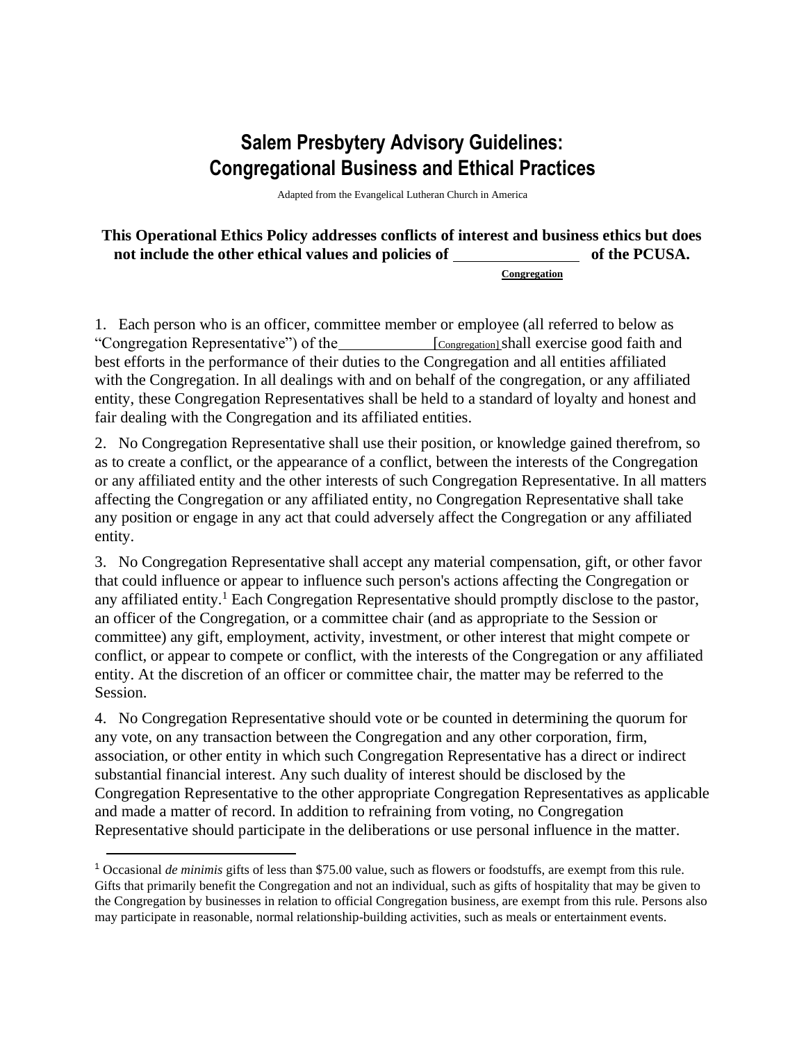# Salem Presbytery Advisory Guidelines: Congregational Business and Ethical Practices

Adapted from the Evangelical Lutheran Church in America

**This Operational Ethics Policy addresses conflicts of interest and business ethics but does not include the other ethical values and policies of \_\_\_\_\_\_\_\_\_\_\_\_\_\_\_\_ of the PCUSA.**

**Congregation**

1. Each person who is an officer, committee member or employee (all referred to below as "Congregation Representative") of the\_\_\_\_\_\_\_\_\_\_\_\_[Congregation] shall exercise good faith and best efforts in the performance of their duties to the Congregation and all entities affiliated with the Congregation. In all dealings with and on behalf of the congregation, or any affiliated entity, these Congregation Representatives shall be held to a standard of loyalty and honest and fair dealing with the Congregation and its affiliated entities.

2. No Congregation Representative shall use their position, or knowledge gained therefrom, so as to create a conflict, or the appearance of a conflict, between the interests of the Congregation or any affiliated entity and the other interests of such Congregation Representative. In all matters affecting the Congregation or any affiliated entity, no Congregation Representative shall take any position or engage in any act that could adversely affect the Congregation or any affiliated entity.

3. No Congregation Representative shall accept any material compensation, gift, or other favor that could influence or appear to influence such person's actions affecting the Congregation or any affiliated entity.[1] Each Congregation Representative should promptly disclose to the pastor, an officer of the Congregation, or a committee chair (and as appropriate to the Session or committee) any gift, employment, activity, investment, or other interest that might compete or conflict, or appear to compete or conflict, with the interests of the Congregation or any affiliated entity. At the discretion of an officer or committee chair, the matter may be referred to the Session.

4. No Congregation Representative should vote or be counted in determining the quorum for any vote, on any transaction between the Congregation and any other corporation, firm, association, or other entity in which such Congregation Representative has a direct or indirect substantial financial interest. Any such duality of interest should be disclosed by the Congregation Representative to the other appropriate Congregation Representatives as applicable and made a matter of record. In addition to refraining from voting, no Congregation Representative should participate in the deliberations or use personal influence in the matter.

[1] Occasional *de minimis* gifts of less than $75.00 value, such as flowers or foodstuffs, are exempt from this rule. Gifts that primarily benefit the Congregation and not an individual, such as gifts of hospitality that may be given to the Congregation by businesses in relation to official Congregation business, are exempt from this rule. Persons also may participate in reasonable, normal relationship-building activities, such as meals or entertainment events.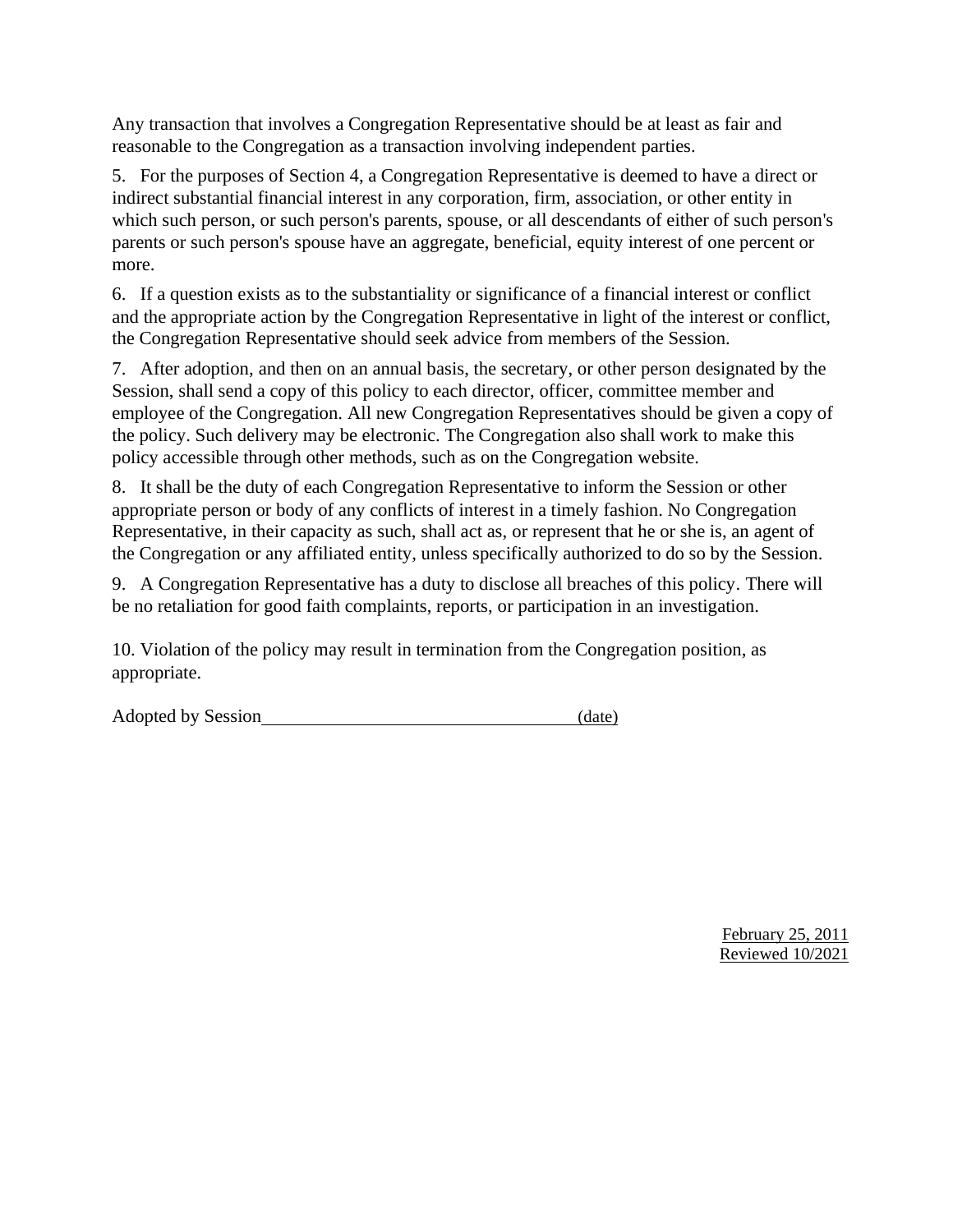Any transaction that involves a Congregation Representative should be at least as fair and reasonable to the Congregation as a transaction involving independent parties.

5. For the purposes of Section 4, a Congregation Representative is deemed to have a direct or indirect substantial financial interest in any corporation, firm, association, or other entity in which such person, or such person's parents, spouse, or all descendants of either of such person's parents or such person's spouse have an aggregate, beneficial, equity interest of one percent or more.

6. If a question exists as to the substantiality or significance of a financial interest or conflict and the appropriate action by the Congregation Representative in light of the interest or conflict, the Congregation Representative should seek advice from members of the Session.

7. After adoption, and then on an annual basis, the secretary, or other person designated by the Session, shall send a copy of this policy to each director, officer, committee member and employee of the Congregation. All new Congregation Representatives should be given a copy of the policy. Such delivery may be electronic. The Congregation also shall work to make this policy accessible through other methods, such as on the Congregation website.

8. It shall be the duty of each Congregation Representative to inform the Session or other appropriate person or body of any conflicts of interest in a timely fashion. No Congregation Representative, in their capacity as such, shall act as, or represent that he or she is, an agent of the Congregation or any affiliated entity, unless specifically authorized to do so by the Session.

9. A Congregation Representative has a duty to disclose all breaches of this policy. There will be no retaliation for good faith complaints, reports, or participation in an investigation.

10. Violation of the policy may result in termination from the Congregation position, as appropriate.

Adopted by Session\_\_\_\_\_\_\_\_\_\_\_\_\_\_\_\_\_\_\_\_\_\_\_\_\_\_\_\_\_\_\_\_\_\_(date)

February 25, 2011
Reviewed 10/2021